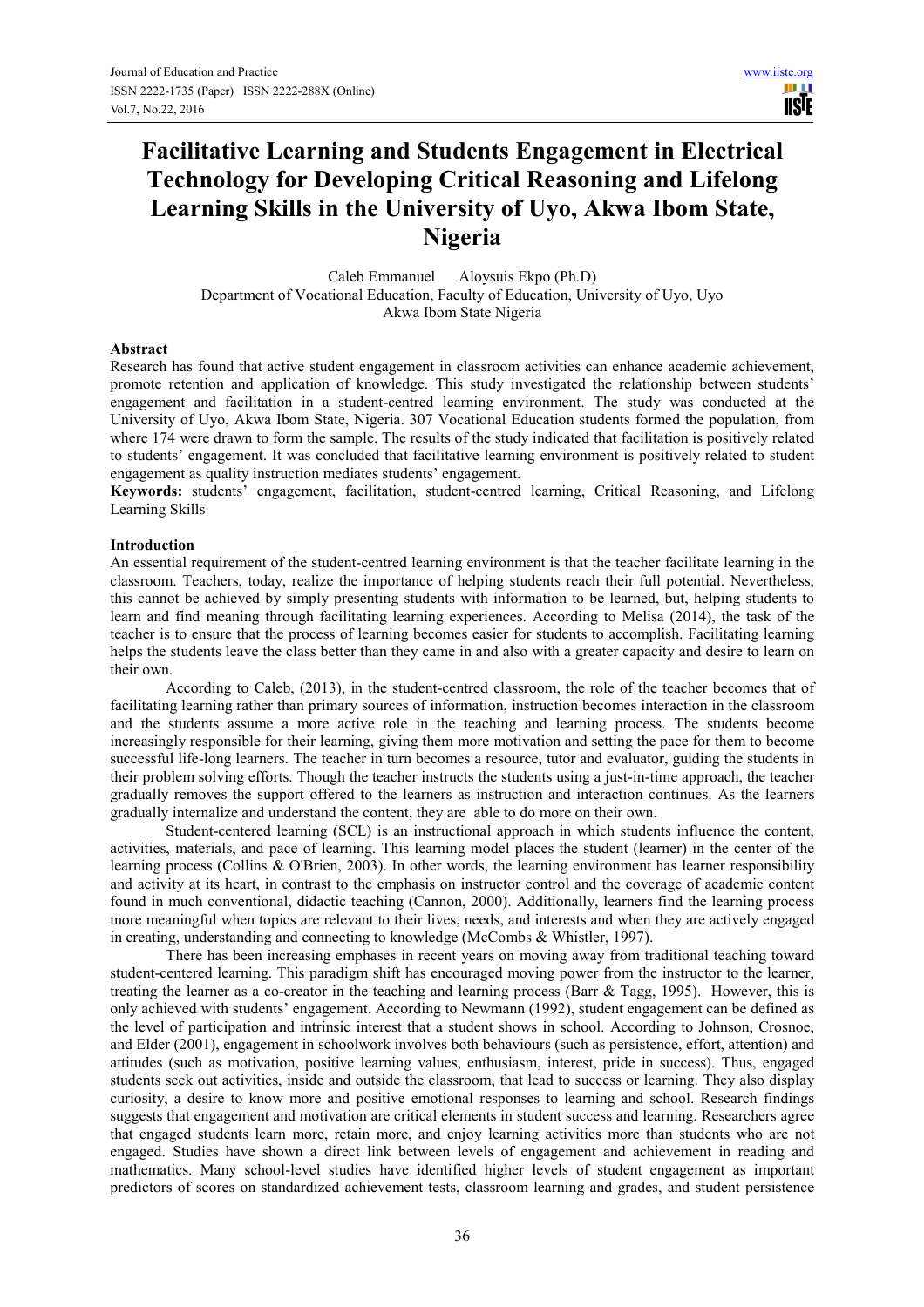# Facilitative Learning and Students Engagement in Electrical Technology for Developing Critical Reasoning and Lifelong Learning Skills in the University of Uyo, Akwa Ibom State, Nigeria

Caleb Emmanuel Aloysuis Ekpo (Ph.D)
Department of Vocational Education, Faculty of Education, University of Uyo, Uyo
Akwa Ibom State Nigeria

## Abstract

Research has found that active student engagement in classroom activities can enhance academic achievement, promote retention and application of knowledge. This study investigated the relationship between students' engagement and facilitation in a student-centred learning environment. The study was conducted at the University of Uyo, Akwa Ibom State, Nigeria. 307 Vocational Education students formed the population, from where 174 were drawn to form the sample. The results of the study indicated that facilitation is positively related to students' engagement. It was concluded that facilitative learning environment is positively related to student engagement as quality instruction mediates students' engagement.

**Keywords:** students' engagement, facilitation, student-centred learning, Critical Reasoning, and Lifelong Learning Skills

## Introduction

An essential requirement of the student-centred learning environment is that the teacher facilitate learning in the classroom. Teachers, today, realize the importance of helping students reach their full potential. Nevertheless, this cannot be achieved by simply presenting students with information to be learned, but, helping students to learn and find meaning through facilitating learning experiences. According to Melisa (2014), the task of the teacher is to ensure that the process of learning becomes easier for students to accomplish. Facilitating learning helps the students leave the class better than they came in and also with a greater capacity and desire to learn on their own.

According to Caleb, (2013), in the student-centred classroom, the role of the teacher becomes that of facilitating learning rather than primary sources of information, instruction becomes interaction in the classroom and the students assume a more active role in the teaching and learning process. The students become increasingly responsible for their learning, giving them more motivation and setting the pace for them to become successful life-long learners. The teacher in turn becomes a resource, tutor and evaluator, guiding the students in their problem solving efforts. Though the teacher instructs the students using a just-in-time approach, the teacher gradually removes the support offered to the learners as instruction and interaction continues. As the learners gradually internalize and understand the content, they are able to do more on their own.

Student-centered learning (SCL) is an instructional approach in which students influence the content, activities, materials, and pace of learning. This learning model places the student (learner) in the center of the learning process (Collins & O'Brien, 2003). In other words, the learning environment has learner responsibility and activity at its heart, in contrast to the emphasis on instructor control and the coverage of academic content found in much conventional, didactic teaching (Cannon, 2000). Additionally, learners find the learning process more meaningful when topics are relevant to their lives, needs, and interests and when they are actively engaged in creating, understanding and connecting to knowledge (McCombs & Whistler, 1997).

There has been increasing emphases in recent years on moving away from traditional teaching toward student-centered learning. This paradigm shift has encouraged moving power from the instructor to the learner, treating the learner as a co-creator in the teaching and learning process (Barr & Tagg, 1995). However, this is only achieved with students' engagement. According to Newmann (1992), student engagement can be defined as the level of participation and intrinsic interest that a student shows in school. According to Johnson, Crosnoe, and Elder (2001), engagement in schoolwork involves both behaviours (such as persistence, effort, attention) and attitudes (such as motivation, positive learning values, enthusiasm, interest, pride in success). Thus, engaged students seek out activities, inside and outside the classroom, that lead to success or learning. They also display curiosity, a desire to know more and positive emotional responses to learning and school. Research findings suggests that engagement and motivation are critical elements in student success and learning. Researchers agree that engaged students learn more, retain more, and enjoy learning activities more than students who are not engaged. Studies have shown a direct link between levels of engagement and achievement in reading and mathematics. Many school-level studies have identified higher levels of student engagement as important predictors of scores on standardized achievement tests, classroom learning and grades, and student persistence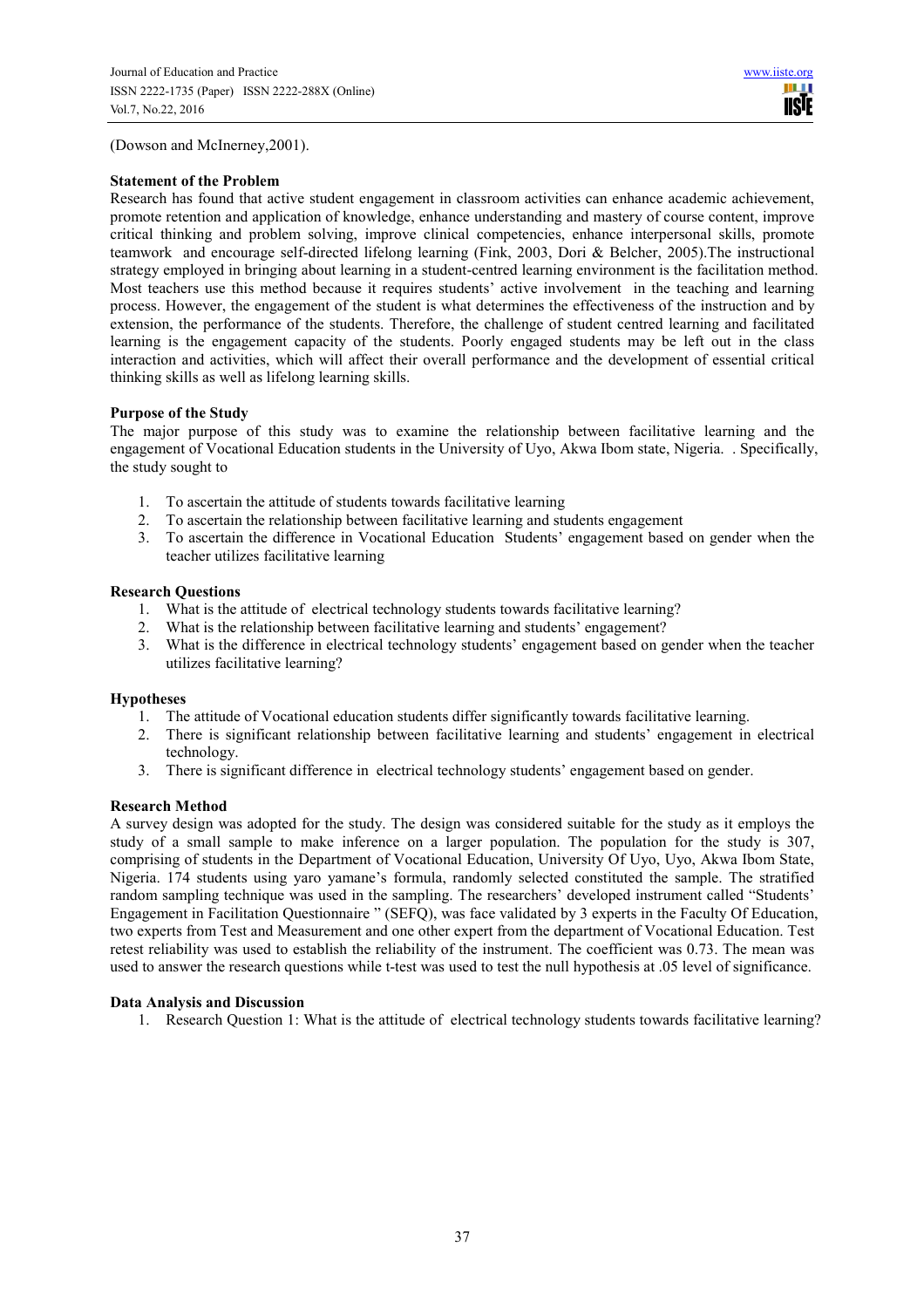(Dowson and McInerney,2001).

**Statement of the Problem**

Research has found that active student engagement in classroom activities can enhance academic achievement, promote retention and application of knowledge, enhance understanding and mastery of course content, improve critical thinking and problem solving, improve clinical competencies, enhance interpersonal skills, promote teamwork and encourage self-directed lifelong learning (Fink, 2003, Dori & Belcher, 2005).The instructional strategy employed in bringing about learning in a student-centred learning environment is the facilitation method. Most teachers use this method because it requires students' active involvement in the teaching and learning process. However, the engagement of the student is what determines the effectiveness of the instruction and by extension, the performance of the students. Therefore, the challenge of student centred learning and facilitated learning is the engagement capacity of the students. Poorly engaged students may be left out in the class interaction and activities, which will affect their overall performance and the development of essential critical thinking skills as well as lifelong learning skills.

**Purpose of the Study**

The major purpose of this study was to examine the relationship between facilitative learning and the engagement of Vocational Education students in the University of Uyo, Akwa Ibom state, Nigeria. . Specifically, the study sought to

1. To ascertain the attitude of students towards facilitative learning
2. To ascertain the relationship between facilitative learning and students engagement
3. To ascertain the difference in Vocational Education Students' engagement based on gender when the teacher utilizes facilitative learning

**Research Questions**

1. What is the attitude of electrical technology students towards facilitative learning?
2. What is the relationship between facilitative learning and students' engagement?
3. What is the difference in electrical technology students' engagement based on gender when the teacher utilizes facilitative learning?

**Hypotheses**

1. The attitude of Vocational education students differ significantly towards facilitative learning.
2. There is significant relationship between facilitative learning and students' engagement in electrical technology.
3. There is significant difference in electrical technology students' engagement based on gender.

**Research Method**

A survey design was adopted for the study. The design was considered suitable for the study as it employs the study of a small sample to make inference on a larger population. The population for the study is 307, comprising of students in the Department of Vocational Education, University Of Uyo, Uyo, Akwa Ibom State, Nigeria. 174 students using yaro yamane's formula, randomly selected constituted the sample. The stratified random sampling technique was used in the sampling. The researchers' developed instrument called "Students' Engagement in Facilitation Questionnaire " (SEFQ), was face validated by 3 experts in the Faculty Of Education, two experts from Test and Measurement and one other expert from the department of Vocational Education. Test retest reliability was used to establish the reliability of the instrument. The coefficient was 0.73. The mean was used to answer the research questions while t-test was used to test the null hypothesis at .05 level of significance.

**Data Analysis and Discussion**

1. Research Question 1: What is the attitude of electrical technology students towards facilitative learning?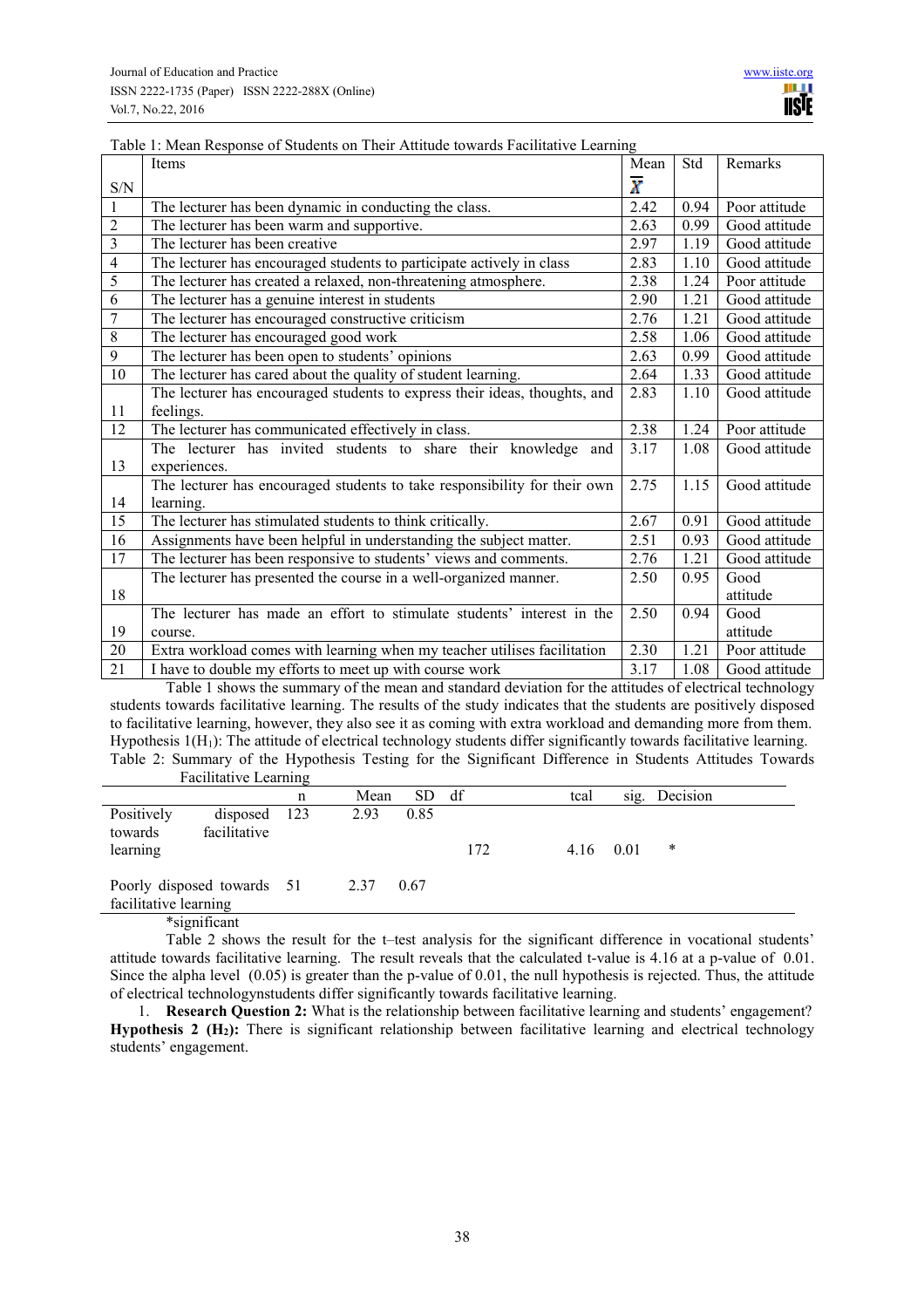Table 1: Mean Response of Students on Their Attitude towards Facilitative Learning

| S/N | Items | Mean $\bar{X}$ | Std | Remarks |
|---|---|---|---|---|
| 1 | The lecturer has been dynamic in conducting the class. | 2.42 | 0.94 | Poor attitude |
| 2 | The lecturer has been warm and supportive. | 2.63 | 0.99 | Good attitude |
| 3 | The lecturer has been creative | 2.97 | 1.19 | Good attitude |
| 4 | The lecturer has encouraged students to participate actively in class | 2.83 | 1.10 | Good attitude |
| 5 | The lecturer has created a relaxed, non-threatening atmosphere. | 2.38 | 1.24 | Poor attitude |
| 6 | The lecturer has a genuine interest in students | 2.90 | 1.21 | Good attitude |
| 7 | The lecturer has encouraged constructive criticism | 2.76 | 1.21 | Good attitude |
| 8 | The lecturer has encouraged good work | 2.58 | 1.06 | Good attitude |
| 9 | The lecturer has been open to students' opinions | 2.63 | 0.99 | Good attitude |
| 10 | The lecturer has cared about the quality of student learning. | 2.64 | 1.33 | Good attitude |
| 11 | The lecturer has encouraged students to express their ideas, thoughts, and feelings. | 2.83 | 1.10 | Good attitude |
| 12 | The lecturer has communicated effectively in class. | 2.38 | 1.24 | Poor attitude |
| 13 | The lecturer has invited students to share their knowledge and experiences. | 3.17 | 1.08 | Good attitude |
| 14 | The lecturer has encouraged students to take responsibility for their own learning. | 2.75 | 1.15 | Good attitude |
| 15 | The lecturer has stimulated students to think critically. | 2.67 | 0.91 | Good attitude |
| 16 | Assignments have been helpful in understanding the subject matter. | 2.51 | 0.93 | Good attitude |
| 17 | The lecturer has been responsive to students' views and comments. | 2.76 | 1.21 | Good attitude |
| 18 | The lecturer has presented the course in a well-organized manner. | 2.50 | 0.95 | Good attitude |
| 19 | The lecturer has made an effort to stimulate students' interest in the course. | 2.50 | 0.94 | Good attitude |
| 20 | Extra workload comes with learning when my teacher utilises facilitation | 2.30 | 1.21 | Poor attitude |
| 21 | I have to double my efforts to meet up with course work | 3.17 | 1.08 | Good attitude |

Table 1 shows the summary of the mean and standard deviation for the attitudes of electrical technology students towards facilitative learning. The results of the study indicates that the students are positively disposed to facilitative learning, however, they also see it as coming with extra workload and demanding more from them.

Hypothesis 1($H_1$): The attitude of electrical technology students differ significantly towards facilitative learning.

Table 2: Summary of the Hypothesis Testing for the Significant Difference in Students Attitudes Towards Facilitative Learning

| | n | Mean | SD | df | tcal | sig. | Decision |
|---|---|---|---|---|---|---|---|
| Positively disposed towards facilitative learning | 123 | 2.93 | 0.85 | 172 | 4.16 | 0.01 | * |
| Poorly disposed towards facilitative learning | 51 | 2.37 | 0.67 | | | | |

*significant

Table 2 shows the result for the t–test analysis for the significant difference in vocational students' attitude towards facilitative learning. The result reveals that the calculated t-value is 4.16 at a p-value of 0.01. Since the alpha level (0.05) is greater than the p-value of 0.01, the null hypothesis is rejected. Thus, the attitude of electrical technologynstudents differ significantly towards facilitative learning.

1. **Research Question 2:** What is the relationship between facilitative learning and students' engagement?

**Hypothesis 2 ($H_2$):** There is significant relationship between facilitative learning and electrical technology students' engagement.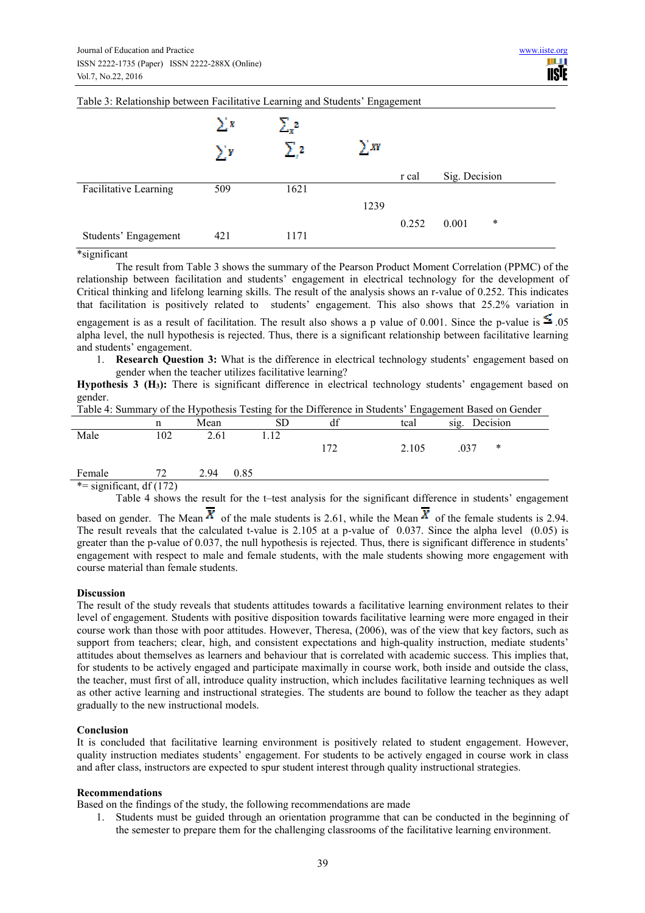Table 3: Relationship between Facilitative Learning and Students' Engagement

| | $\sum x$ / $\sum y$ | $\sum x^2$ / $\sum y^2$ | $\sum xy$ | r cal | Sig. | Decision |
|---|---|---|---|---|---|---|
| Facilitative Learning | 509 | 1621 | 1239 | 0.252 | 0.001 | * |
| Students' Engagement | 421 | 1171 | | | | |

*significant

The result from Table 3 shows the summary of the Pearson Product Moment Correlation (PPMC) of the relationship between facilitation and students' engagement in electrical technology for the development of Critical thinking and lifelong learning skills. The result of the analysis shows an r-value of 0.252. This indicates that facilitation is positively related to students' engagement. This also shows that 25.2% variation in engagement is as a result of facilitation. The result also shows a p value of 0.001. Since the p-value is $\leq$ .05 alpha level, the null hypothesis is rejected. Thus, there is a significant relationship between facilitative learning and students' engagement.

1. **Research Question 3:** What is the difference in electrical technology students' engagement based on gender when the teacher utilizes facilitative learning?

**Hypothesis 3 ($H_3$):** There is significant difference in electrical technology students' engagement based on gender.

Table 4: Summary of the Hypothesis Testing for the Difference in Students' Engagement Based on Gender

| | n | Mean | SD | df | tcal | sig. | Decision |
|---|---|---|---|---|---|---|---|
| Male | 102 | 2.61 | 1.12 | 172 | 2.105 | .037 | * |
| Female | 72 | 2.94 | 0.85 | | | | |

*= significant, df (172)

Table 4 shows the result for the t–test analysis for the significant difference in students' engagement based on gender. The Mean $\bar{X}$ of the male students is 2.61, while the Mean $\bar{X}$ of the female students is 2.94. The result reveals that the calculated t-value is 2.105 at a p-value of 0.037. Since the alpha level (0.05) is greater than the p-value of 0.037, the null hypothesis is rejected. Thus, there is significant difference in students' engagement with respect to male and female students, with the male students showing more engagement with course material than female students.

## Discussion

The result of the study reveals that students attitudes towards a facilitative learning environment relates to their level of engagement. Students with positive disposition towards facilitative learning were more engaged in their course work than those with poor attitudes. However, Theresa, (2006), was of the view that key factors, such as support from teachers; clear, high, and consistent expectations and high-quality instruction, mediate students' attitudes about themselves as learners and behaviour that is correlated with academic success. This implies that, for students to be actively engaged and participate maximally in course work, both inside and outside the class, the teacher, must first of all, introduce quality instruction, which includes facilitative learning techniques as well as other active learning and instructional strategies. The students are bound to follow the teacher as they adapt gradually to the new instructional models.

## Conclusion

It is concluded that facilitative learning environment is positively related to student engagement. However, quality instruction mediates students' engagement. For students to be actively engaged in course work in class and after class, instructors are expected to spur student interest through quality instructional strategies.

## Recommendations

Based on the findings of the study, the following recommendations are made

1. Students must be guided through an orientation programme that can be conducted in the beginning of the semester to prepare them for the challenging classrooms of the facilitative learning environment.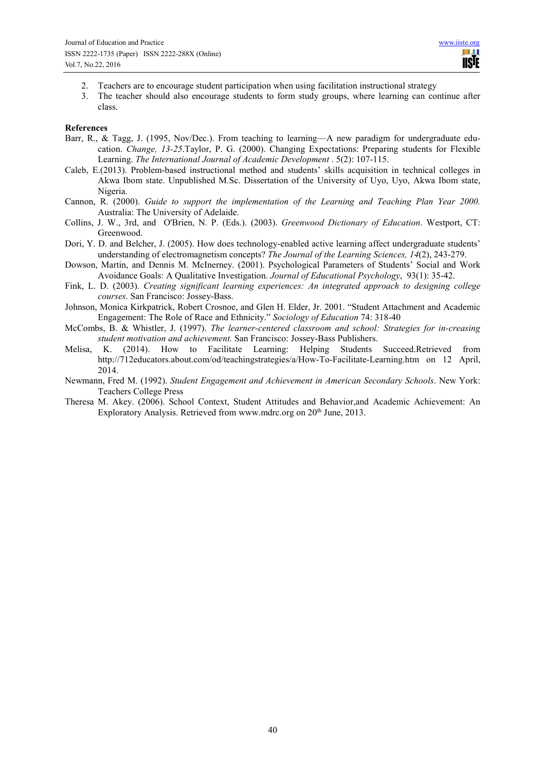2. Teachers are to encourage student participation when using facilitation instructional strategy
3. The teacher should also encourage students to form study groups, where learning can continue after class.

**References**

Barr, R., & Tagg, J. (1995, Nov/Dec.). From teaching to learning—A new paradigm for undergraduate education. *Change, 13-25*.Taylor, P. G. (2000). Changing Expectations: Preparing students for Flexible Learning. *The International Journal of Academic Development* . 5(2): 107-115.

Caleb, E.(2013). Problem-based instructional method and students' skills acquisition in technical colleges in Akwa Ibom state. Unpublished M.Sc. Dissertation of the University of Uyo, Uyo, Akwa Ibom state, Nigeria.

Cannon, R. (2000). *Guide to support the implementation of the Learning and Teaching Plan Year 2000.* Australia: The University of Adelaide.

Collins, J. W., 3rd, and O'Brien, N. P. (Eds.). (2003). *Greenwood Dictionary of Education*. Westport, CT: Greenwood.

Dori, Y. D. and Belcher, J. (2005). How does technology-enabled active learning affect undergraduate students' understanding of electromagnetism concepts? *The Journal of the Learning Sciences, 14*(2), 243-279.

Dowson, Martin, and Dennis M. McInerney. (2001). Psychological Parameters of Students' Social and Work Avoidance Goals: A Qualitative Investigation. *Journal of Educational Psychology*, 93(1): 35-42.

Fink, L. D. (2003). *Creating significant learning experiences: An integrated approach to designing college courses*. San Francisco: Jossey-Bass.

Johnson, Monica Kirkpatrick, Robert Crosnoe, and Glen H. Elder, Jr. 2001. "Student Attachment and Academic Engagement: The Role of Race and Ethnicity." *Sociology of Education* 74: 318-40

McCombs, B. & Whistler, J. (1997). *The learner-centered classroom and school: Strategies for in-creasing student motivation and achievement.* San Francisco: Jossey-Bass Publishers.

Melisa, K. (2014). How to Facilitate Learning: Helping Students Succeed.Retrieved from http://712educators.about.com/od/teachingstrategies/a/How-To-Facilitate-Learning.htm on 12 April, 2014.

Newmann, Fred M. (1992). *Student Engagement and Achievement in American Secondary Schools*. New York: Teachers College Press

Theresa M. Akey. (2006). School Context, Student Attitudes and Behavior,and Academic Achievement: An Exploratory Analysis. Retrieved from www.mdrc.org on 20th June, 2013.